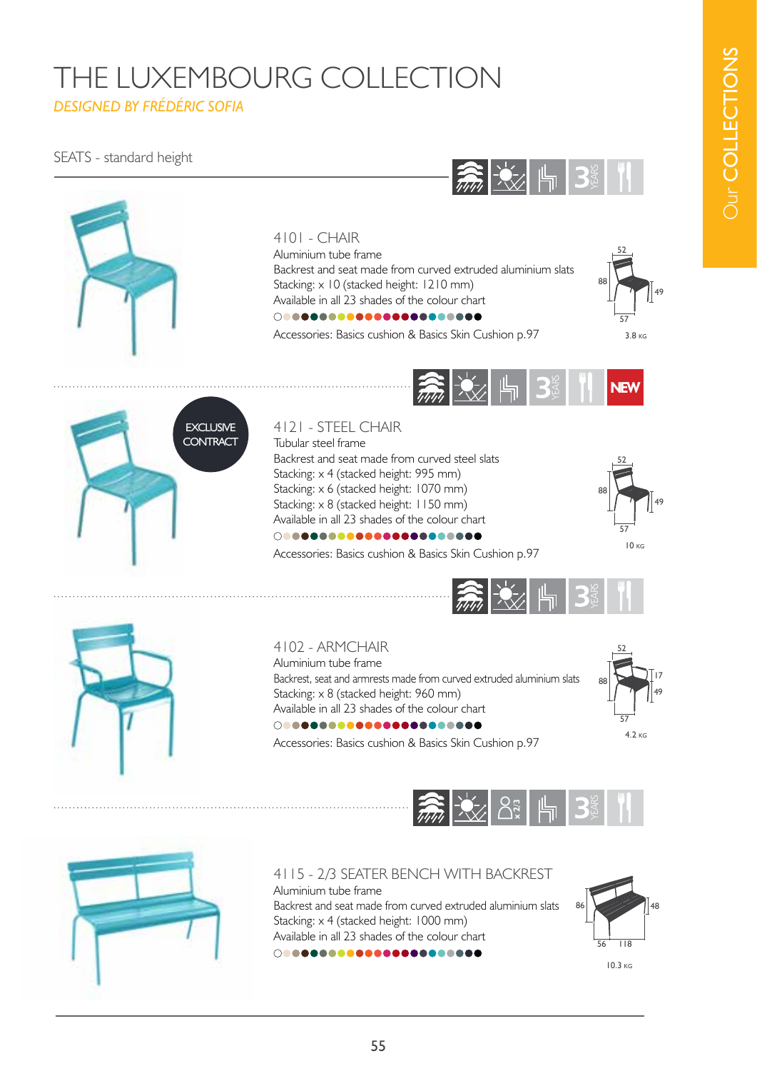# THE LUXEMBOURG COLLECTION

*DESIGNED BY FRÉDÉRIC SOFIA*

Our COLLECTIONS

SEATS - standard height

## 4101 - CHAIR

Aluminium tube frame
Backrest and seat made from curved extruded aluminium slats
Stacking: x 10 (stacked height: 1210 mm)
Available in all 23 shades of the colour chart

Accessories: Basics cushion & Basics Skin Cushion p.97

52 / 88 / 49 / 57

3.8 KG

NEW

EXCLUSIVE CONTRACT

## 4121 - STEEL CHAIR

Tubular steel frame
Backrest and seat made from curved steel slats
Stacking: x 4 (stacked height: 995 mm)
Stacking: x 6 (stacked height: 1070 mm)
Stacking: x 8 (stacked height: 1150 mm)
Available in all 23 shades of the colour chart

Accessories: Basics cushion & Basics Skin Cushion p.97

52 / 88 / 49 / 57

10 KG

## 4102 - ARMCHAIR

Aluminium tube frame
Backrest, seat and armrests made from curved extruded aluminium slats
Stacking: x 8 (stacked height: 960 mm)
Available in all 23 shades of the colour chart

Accessories: Basics cushion & Basics Skin Cushion p.97

52 / 88 / 17 / 49 / 57

4.2 KG

## 4115 - 2/3 SEATER BENCH WITH BACKREST

Aluminium tube frame
Backrest and seat made from curved extruded aluminium slats
Stacking: x 4 (stacked height: 1000 mm)
Available in all 23 shades of the colour chart

86 / 48 / 56 / 118

10.3 KG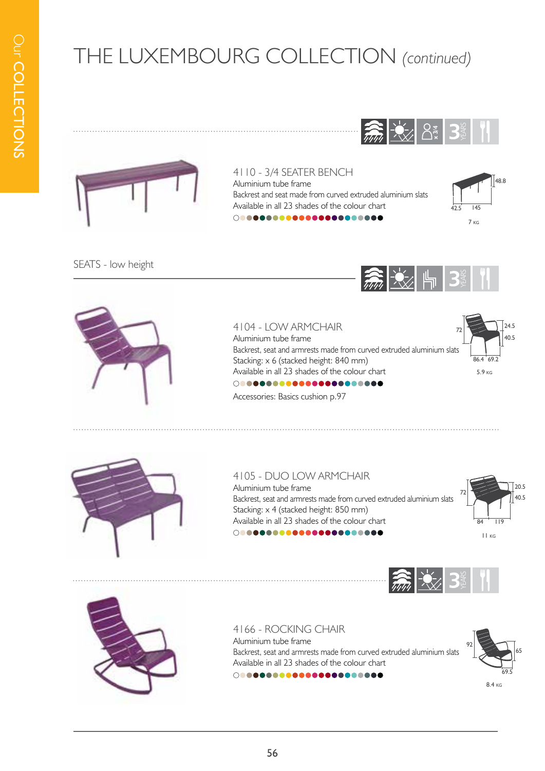# THE LUXEMBOURG COLLECTION *(continued)*

### 4110 - 3/4 SEATER BENCH

Aluminium tube frame
Backrest and seat made from curved extruded aluminium slats
Available in all 23 shades of the colour chart

48.8
42.5 145
7 KG

## SEATS - low height

### 4104 - LOW ARMCHAIR

Aluminium tube frame
Backrest, seat and armrests made from curved extruded aluminium slats
Stacking: x 6 (stacked height: 840 mm)
Available in all 23 shades of the colour chart

Accessories: Basics cushion p.97

72 24.5 40.5
86.4 69.2
5.9 KG

### 4105 - DUO LOW ARMCHAIR

Aluminium tube frame
Backrest, seat and armrests made from curved extruded aluminium slats
Stacking: x 4 (stacked height: 850 mm)
Available in all 23 shades of the colour chart

72 20.5 40.5
84 119
11 KG

### 4166 - ROCKING CHAIR

Aluminium tube frame
Backrest, seat and armrests made from curved extruded aluminium slats
Available in all 23 shades of the colour chart

92 65
69.5
8.4 KG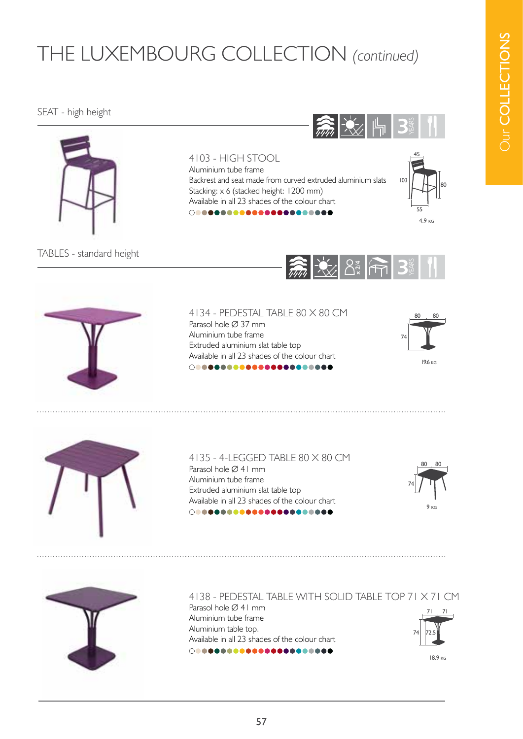# THE LUXEMBOURG COLLECTION *(continued)*

Our COLLECTIONS

## SEAT - high height

### 4103 - HIGH STOOL

Aluminium tube frame
Backrest and seat made from curved extruded aluminium slats
Stacking: x 6 (stacked height: 1200 mm)
Available in all 23 shades of the colour chart

45
103
80
55
4.9 KG

## TABLES - standard height

### 4134 - PEDESTAL TABLE 80 X 80 CM

Parasol hole Ø 37 mm
Aluminium tube frame
Extruded aluminium slat table top
Available in all 23 shades of the colour chart

80 80
74
19.6 KG

### 4135 - 4-LEGGED TABLE 80 X 80 CM

Parasol hole Ø 41 mm
Aluminium tube frame
Extruded aluminium slat table top
Available in all 23 shades of the colour chart

80 80
74
9 KG

### 4138 - PEDESTAL TABLE WITH SOLID TABLE TOP 71 X 71 CM

Parasol hole Ø 41 mm
Aluminium tube frame
Aluminium table top.
Available in all 23 shades of the colour chart

71 71
74
72.5
18.9 KG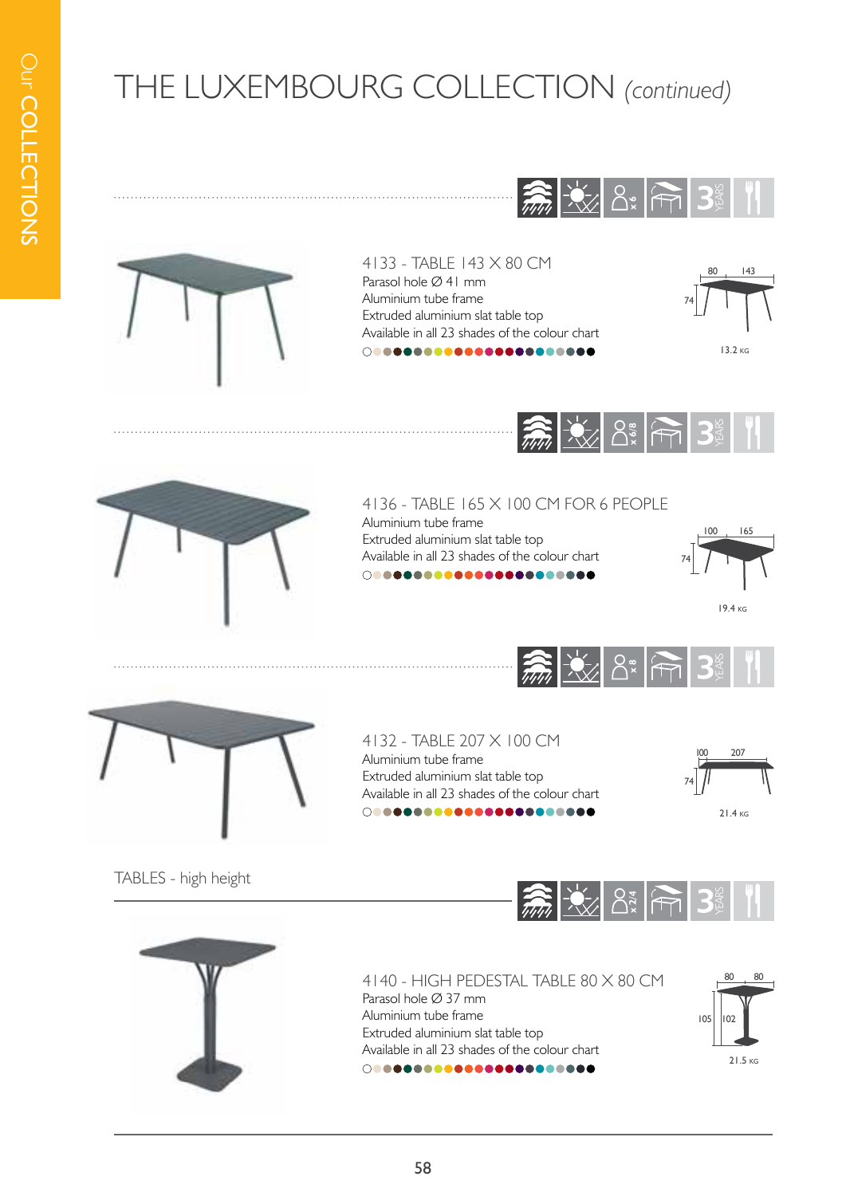# THE LUXEMBOURG COLLECTION *(continued)*

### 4133 - TABLE 143 X 80 CM

Parasol hole Ø 41 mm
Aluminium tube frame
Extruded aluminium slat table top
Available in all 23 shades of the colour chart

80 143
74
13.2 KG

### 4136 - TABLE 165 X 100 CM FOR 6 PEOPLE

Aluminium tube frame
Extruded aluminium slat table top
Available in all 23 shades of the colour chart

100 165
74
19.4 KG

### 4132 - TABLE 207 X 100 CM

Aluminium tube frame
Extruded aluminium slat table top
Available in all 23 shades of the colour chart

100 207
74
21.4 KG

## TABLES - high height

### 4140 - HIGH PEDESTAL TABLE 80 X 80 CM

Parasol hole Ø 37 mm
Aluminium tube frame
Extruded aluminium slat table top
Available in all 23 shades of the colour chart

80 80
105 102
21.5 KG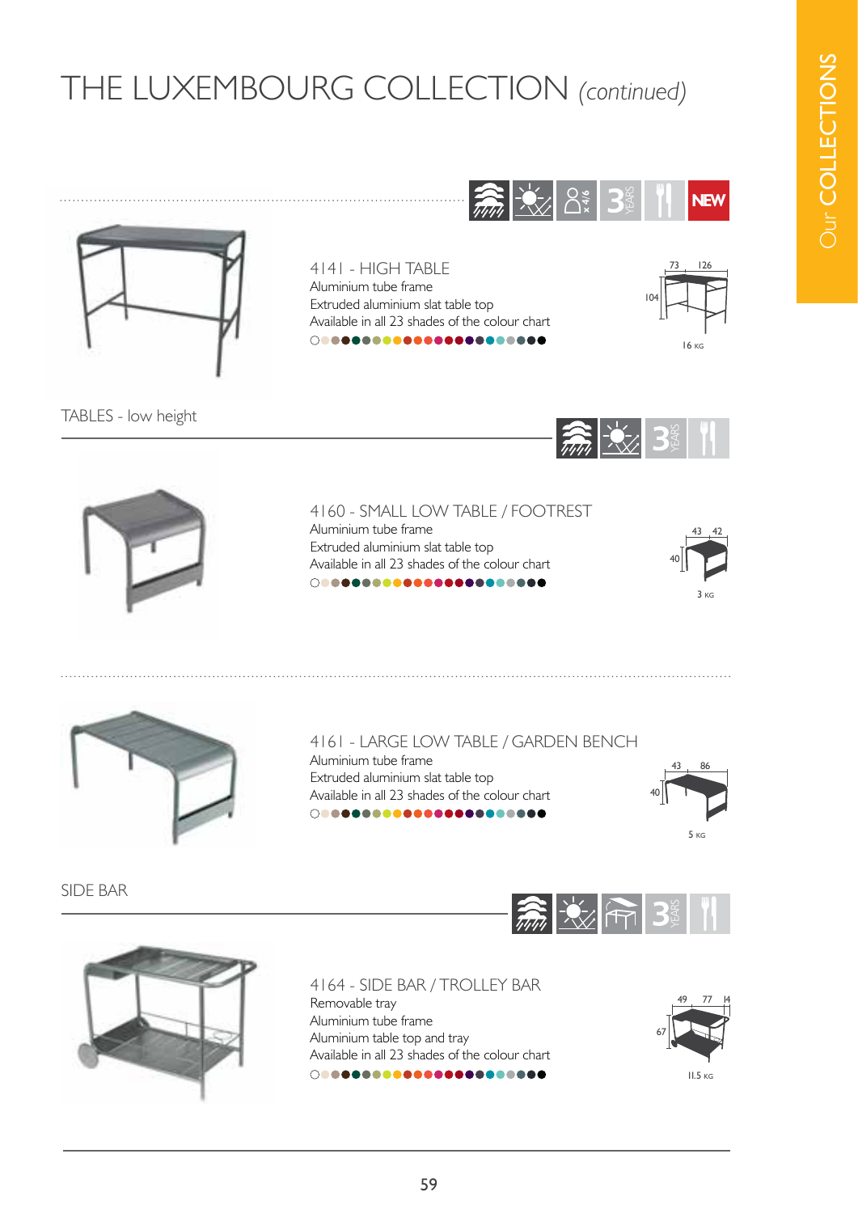# THE LUXEMBOURG COLLECTION *(continued)*

NEW

### 4141 - HIGH TABLE

Aluminium tube frame
Extruded aluminium slat table top
Available in all 23 shades of the colour chart

73 126
104
16 KG

## TABLES - low height

### 4160 - SMALL LOW TABLE / FOOTREST

Aluminium tube frame
Extruded aluminium slat table top
Available in all 23 shades of the colour chart

43 42
40
3 KG

### 4161 - LARGE LOW TABLE / GARDEN BENCH

Aluminium tube frame
Extruded aluminium slat table top
Available in all 23 shades of the colour chart

43 86
40
5 KG

## SIDE BAR

### 4164 - SIDE BAR / TROLLEY BAR

Removable tray
Aluminium tube frame
Aluminium table top and tray
Available in all 23 shades of the colour chart

49 77 14
67
11.5 KG

Our COLLECTIONS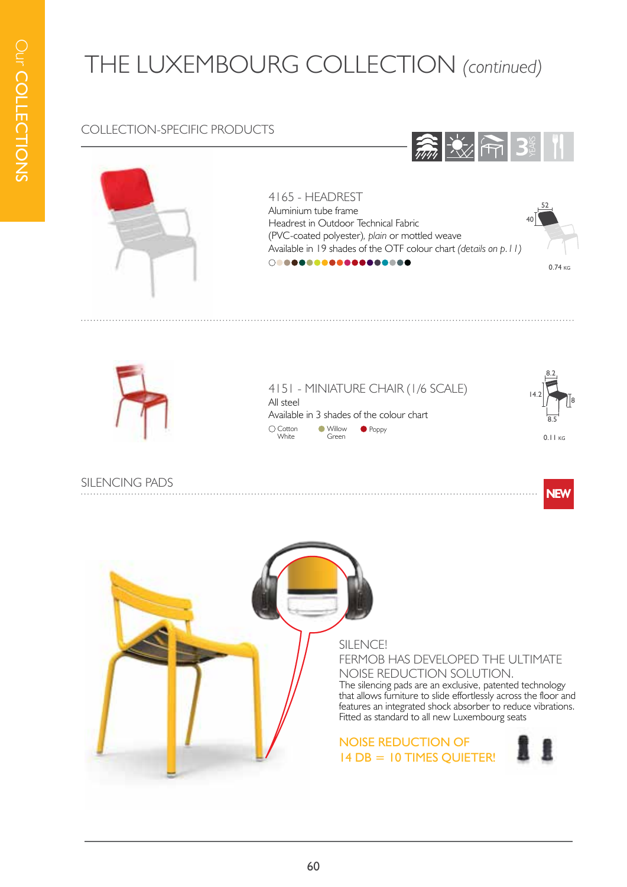# THE LUXEMBOURG COLLECTION *(continued)*

## COLLECTION-SPECIFIC PRODUCTS

### 4165 - HEADREST

Aluminium tube frame
Headrest in Outdoor Technical Fabric
(PVC-coated polyester), *plain* or mottled weave
Available in 19 shades of the OTF colour chart *(details on p. 11)*

52
40
0.74 KG

### 4151 - MINIATURE CHAIR (1/6 SCALE)

All steel
Available in 3 shades of the colour chart

Cotton White · Willow Green · Poppy

8.2
14.2
8
8.5
0.11 KG

## SILENCING PADS

NEW

SILENCE!
FERMOB HAS DEVELOPED THE ULTIMATE NOISE REDUCTION SOLUTION.

The silencing pads are an exclusive, patented technology that allows furniture to slide effortlessly across the floor and features an integrated shock absorber to reduce vibrations. Fitted as standard to all new Luxembourg seats

NOISE REDUCTION OF
14 DB = 10 TIMES QUIETER!